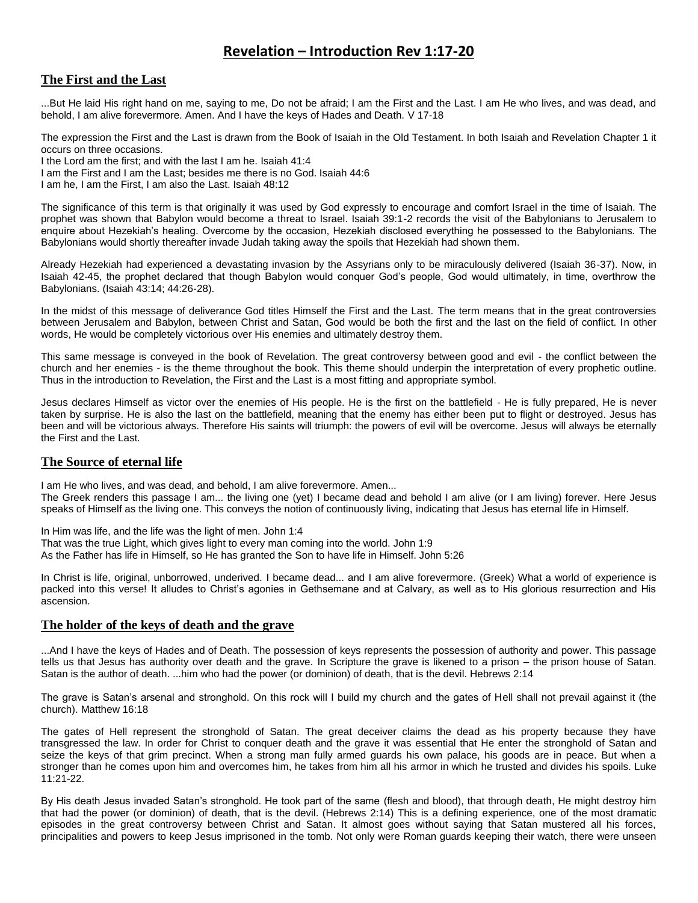# Revelation – Introduction Rev 1:17-20

## The First and the Last

...But He laid His right hand on me, saying to me, Do not be afraid; I am the First and the Last. I am He who lives, and was dead, and behold, I am alive forevermore. Amen. And I have the keys of Hades and Death. V 17-18

The expression the First and the Last is drawn from the Book of Isaiah in the Old Testament. In both Isaiah and Revelation Chapter 1 it occurs on three occasions.

I the Lord am the first; and with the last I am he. Isaiah 41:4
I am the First and I am the Last; besides me there is no God. Isaiah 44:6
I am he, I am the First, I am also the Last. Isaiah 48:12

The significance of this term is that originally it was used by God expressly to encourage and comfort Israel in the time of Isaiah. The prophet was shown that Babylon would become a threat to Israel. Isaiah 39:1-2 records the visit of the Babylonians to Jerusalem to enquire about Hezekiah's healing. Overcome by the occasion, Hezekiah disclosed everything he possessed to the Babylonians. The Babylonians would shortly thereafter invade Judah taking away the spoils that Hezekiah had shown them.

Already Hezekiah had experienced a devastating invasion by the Assyrians only to be miraculously delivered (Isaiah 36-37). Now, in Isaiah 42-45, the prophet declared that though Babylon would conquer God's people, God would ultimately, in time, overthrow the Babylonians. (Isaiah 43:14; 44:26-28).

In the midst of this message of deliverance God titles Himself the First and the Last. The term means that in the great controversies between Jerusalem and Babylon, between Christ and Satan, God would be both the first and the last on the field of conflict. In other words, He would be completely victorious over His enemies and ultimately destroy them.

This same message is conveyed in the book of Revelation. The great controversy between good and evil - the conflict between the church and her enemies - is the theme throughout the book. This theme should underpin the interpretation of every prophetic outline. Thus in the introduction to Revelation, the First and the Last is a most fitting and appropriate symbol.

Jesus declares Himself as victor over the enemies of His people. He is the first on the battlefield - He is fully prepared, He is never taken by surprise. He is also the last on the battlefield, meaning that the enemy has either been put to flight or destroyed. Jesus has been and will be victorious always. Therefore His saints will triumph: the powers of evil will be overcome. Jesus will always be eternally the First and the Last.

## The Source of eternal life

I am He who lives, and was dead, and behold, I am alive forevermore. Amen...
The Greek renders this passage I am... the living one (yet) I became dead and behold I am alive (or I am living) forever. Here Jesus speaks of Himself as the living one. This conveys the notion of continuously living, indicating that Jesus has eternal life in Himself.

In Him was life, and the life was the light of men. John 1:4
That was the true Light, which gives light to every man coming into the world. John 1:9
As the Father has life in Himself, so He has granted the Son to have life in Himself. John 5:26

In Christ is life, original, unborrowed, underived. I became dead... and I am alive forevermore. (Greek) What a world of experience is packed into this verse! It alludes to Christ's agonies in Gethsemane and at Calvary, as well as to His glorious resurrection and His ascension.

## The holder of the keys of death and the grave

...And I have the keys of Hades and of Death. The possession of keys represents the possession of authority and power. This passage tells us that Jesus has authority over death and the grave. In Scripture the grave is likened to a prison – the prison house of Satan. Satan is the author of death. ...him who had the power (or dominion) of death, that is the devil. Hebrews 2:14

The grave is Satan's arsenal and stronghold. On this rock will I build my church and the gates of Hell shall not prevail against it (the church). Matthew 16:18

The gates of Hell represent the stronghold of Satan. The great deceiver claims the dead as his property because they have transgressed the law. In order for Christ to conquer death and the grave it was essential that He enter the stronghold of Satan and seize the keys of that grim precinct. When a strong man fully armed guards his own palace, his goods are in peace. But when a stronger than he comes upon him and overcomes him, he takes from him all his armor in which he trusted and divides his spoils. Luke 11:21-22.

By His death Jesus invaded Satan's stronghold. He took part of the same (flesh and blood), that through death, He might destroy him that had the power (or dominion) of death, that is the devil. (Hebrews 2:14) This is a defining experience, one of the most dramatic episodes in the great controversy between Christ and Satan. It almost goes without saying that Satan mustered all his forces, principalities and powers to keep Jesus imprisoned in the tomb. Not only were Roman guards keeping their watch, there were unseen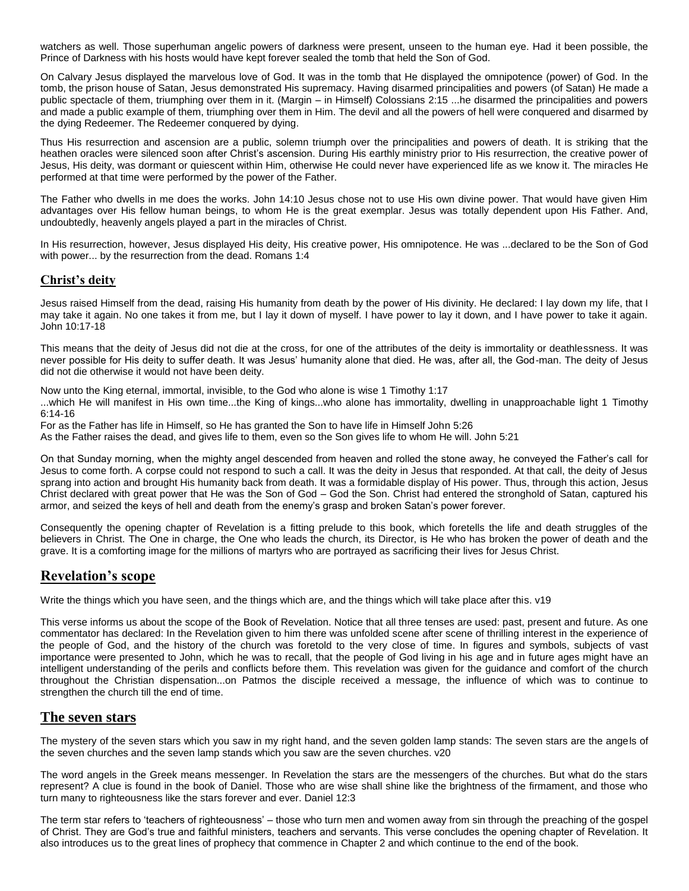watchers as well. Those superhuman angelic powers of darkness were present, unseen to the human eye. Had it been possible, the Prince of Darkness with his hosts would have kept forever sealed the tomb that held the Son of God.

On Calvary Jesus displayed the marvelous love of God. It was in the tomb that He displayed the omnipotence (power) of God. In the tomb, the prison house of Satan, Jesus demonstrated His supremacy. Having disarmed principalities and powers (of Satan) He made a public spectacle of them, triumphing over them in it. (Margin – in Himself) Colossians 2:15 ...he disarmed the principalities and powers and made a public example of them, triumphing over them in Him. The devil and all the powers of hell were conquered and disarmed by the dying Redeemer. The Redeemer conquered by dying.

Thus His resurrection and ascension are a public, solemn triumph over the principalities and powers of death. It is striking that the heathen oracles were silenced soon after Christ's ascension. During His earthly ministry prior to His resurrection, the creative power of Jesus, His deity, was dormant or quiescent within Him, otherwise He could never have experienced life as we know it. The miracles He performed at that time were performed by the power of the Father.

The Father who dwells in me does the works. John 14:10 Jesus chose not to use His own divine power. That would have given Him advantages over His fellow human beings, to whom He is the great exemplar. Jesus was totally dependent upon His Father. And, undoubtedly, heavenly angels played a part in the miracles of Christ.

In His resurrection, however, Jesus displayed His deity, His creative power, His omnipotence. He was ...declared to be the Son of God with power... by the resurrection from the dead. Romans 1:4

### Christ's deity

Jesus raised Himself from the dead, raising His humanity from death by the power of His divinity. He declared: I lay down my life, that I may take it again. No one takes it from me, but I lay it down of myself. I have power to lay it down, and I have power to take it again. John 10:17-18

This means that the deity of Jesus did not die at the cross, for one of the attributes of the deity is immortality or deathlessness. It was never possible for His deity to suffer death. It was Jesus' humanity alone that died. He was, after all, the God-man. The deity of Jesus did not die otherwise it would not have been deity.

Now unto the King eternal, immortal, invisible, to the God who alone is wise 1 Timothy 1:17
...which He will manifest in His own time...the King of kings...who alone has immortality, dwelling in unapproachable light 1 Timothy 6:14-16
For as the Father has life in Himself, so He has granted the Son to have life in Himself John 5:26
As the Father raises the dead, and gives life to them, even so the Son gives life to whom He will. John 5:21

On that Sunday morning, when the mighty angel descended from heaven and rolled the stone away, he conveyed the Father's call for Jesus to come forth. A corpse could not respond to such a call. It was the deity in Jesus that responded. At that call, the deity of Jesus sprang into action and brought His humanity back from death. It was a formidable display of His power. Thus, through this action, Jesus Christ declared with great power that He was the Son of God – God the Son. Christ had entered the stronghold of Satan, captured his armor, and seized the keys of hell and death from the enemy's grasp and broken Satan's power forever.

Consequently the opening chapter of Revelation is a fitting prelude to this book, which foretells the life and death struggles of the believers in Christ. The One in charge, the One who leads the church, its Director, is He who has broken the power of death and the grave. It is a comforting image for the millions of martyrs who are portrayed as sacrificing their lives for Jesus Christ.

## Revelation's scope

Write the things which you have seen, and the things which are, and the things which will take place after this. v19

This verse informs us about the scope of the Book of Revelation. Notice that all three tenses are used: past, present and future. As one commentator has declared: In the Revelation given to him there was unfolded scene after scene of thrilling interest in the experience of the people of God, and the history of the church was foretold to the very close of time. In figures and symbols, subjects of vast importance were presented to John, which he was to recall, that the people of God living in his age and in future ages might have an intelligent understanding of the perils and conflicts before them. This revelation was given for the guidance and comfort of the church throughout the Christian dispensation...on Patmos the disciple received a message, the influence of which was to continue to strengthen the church till the end of time.

## The seven stars

The mystery of the seven stars which you saw in my right hand, and the seven golden lamp stands: The seven stars are the angels of the seven churches and the seven lamp stands which you saw are the seven churches. v20

The word angels in the Greek means messenger. In Revelation the stars are the messengers of the churches. But what do the stars represent? A clue is found in the book of Daniel. Those who are wise shall shine like the brightness of the firmament, and those who turn many to righteousness like the stars forever and ever. Daniel 12:3

The term star refers to 'teachers of righteousness' – those who turn men and women away from sin through the preaching of the gospel of Christ. They are God's true and faithful ministers, teachers and servants. This verse concludes the opening chapter of Revelation. It also introduces us to the great lines of prophecy that commence in Chapter 2 and which continue to the end of the book.